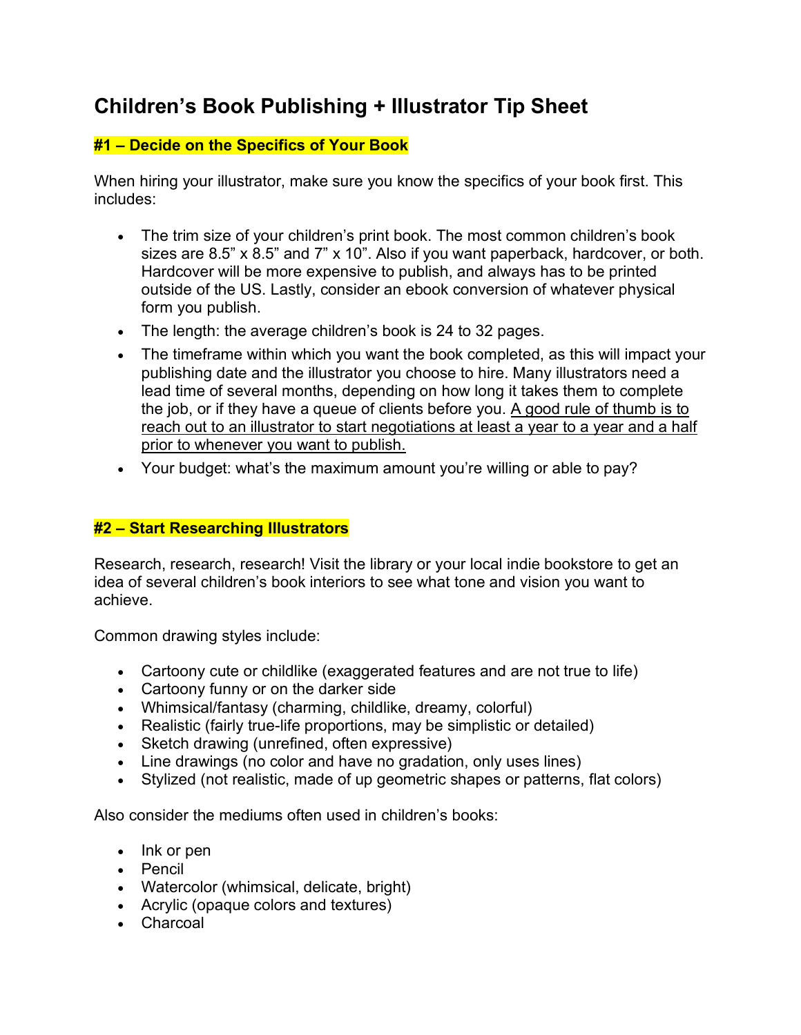# Children's Book Publishing + Illustrator Tip Sheet

## #1 – Decide on the Specifics of Your Book

When hiring your illustrator, make sure you know the specifics of your book first. This includes:

- The trim size of your children's print book. The most common children's book sizes are 8.5" x 8.5" and 7" x 10". Also if you want paperback, hardcover, or both. Hardcover will be more expensive to publish, and always has to be printed outside of the US. Lastly, consider an ebook conversion of whatever physical form you publish.
- The length: the average children's book is 24 to 32 pages.
- The timeframe within which you want the book completed, as this will impact your publishing date and the illustrator you choose to hire. Many illustrators need a lead time of several months, depending on how long it takes them to complete the job, or if they have a queue of clients before you. <u>A good rule of thumb is to reach out to an illustrator to start negotiations at least a year to a year and a half prior to whenever you want to publish.</u>
- Your budget: what's the maximum amount you're willing or able to pay?

## #2 – Start Researching Illustrators

Research, research, research! Visit the library or your local indie bookstore to get an idea of several children's book interiors to see what tone and vision you want to achieve.

Common drawing styles include:

- Cartoony cute or childlike (exaggerated features and are not true to life)
- Cartoony funny or on the darker side
- Whimsical/fantasy (charming, childlike, dreamy, colorful)
- Realistic (fairly true-life proportions, may be simplistic or detailed)
- Sketch drawing (unrefined, often expressive)
- Line drawings (no color and have no gradation, only uses lines)
- Stylized (not realistic, made of up geometric shapes or patterns, flat colors)

Also consider the mediums often used in children's books:

- Ink or pen
- Pencil
- Watercolor (whimsical, delicate, bright)
- Acrylic (opaque colors and textures)
- Charcoal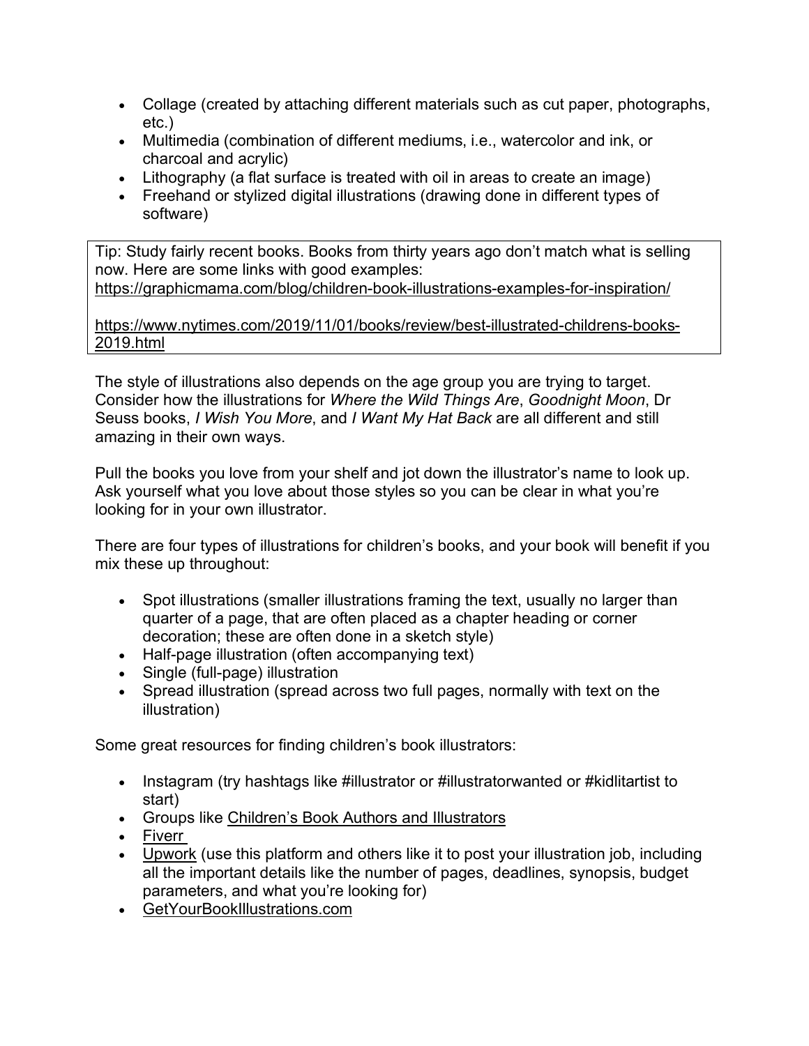- Collage (created by attaching different materials such as cut paper, photographs, etc.)
- Multimedia (combination of different mediums, i.e., watercolor and ink, or charcoal and acrylic)
- Lithography (a flat surface is treated with oil in areas to create an image)
- Freehand or stylized digital illustrations (drawing done in different types of software)

> Tip: Study fairly recent books. Books from thirty years ago don't match what is selling now. Here are some links with good examples:
> https://graphicmama.com/blog/children-book-illustrations-examples-for-inspiration/
>
> https://www.nytimes.com/2019/11/01/books/review/best-illustrated-childrens-books-2019.html

The style of illustrations also depends on the age group you are trying to target. Consider how the illustrations for *Where the Wild Things Are*, *Goodnight Moon*, Dr Seuss books, *I Wish You More*, and *I Want My Hat Back* are all different and still amazing in their own ways.

Pull the books you love from your shelf and jot down the illustrator's name to look up. Ask yourself what you love about those styles so you can be clear in what you're looking for in your own illustrator.

There are four types of illustrations for children's books, and your book will benefit if you mix these up throughout:

- Spot illustrations (smaller illustrations framing the text, usually no larger than quarter of a page, that are often placed as a chapter heading or corner decoration; these are often done in a sketch style)
- Half-page illustration (often accompanying text)
- Single (full-page) illustration
- Spread illustration (spread across two full pages, normally with text on the illustration)

Some great resources for finding children's book illustrators:

- Instagram (try hashtags like #illustrator or #illustratorwanted or #kidlitartist to start)
- Groups like Children's Book Authors and Illustrators
- Fiverr
- Upwork (use this platform and others like it to post your illustration job, including all the important details like the number of pages, deadlines, synopsis, budget parameters, and what you're looking for)
- GetYourBookIllustrations.com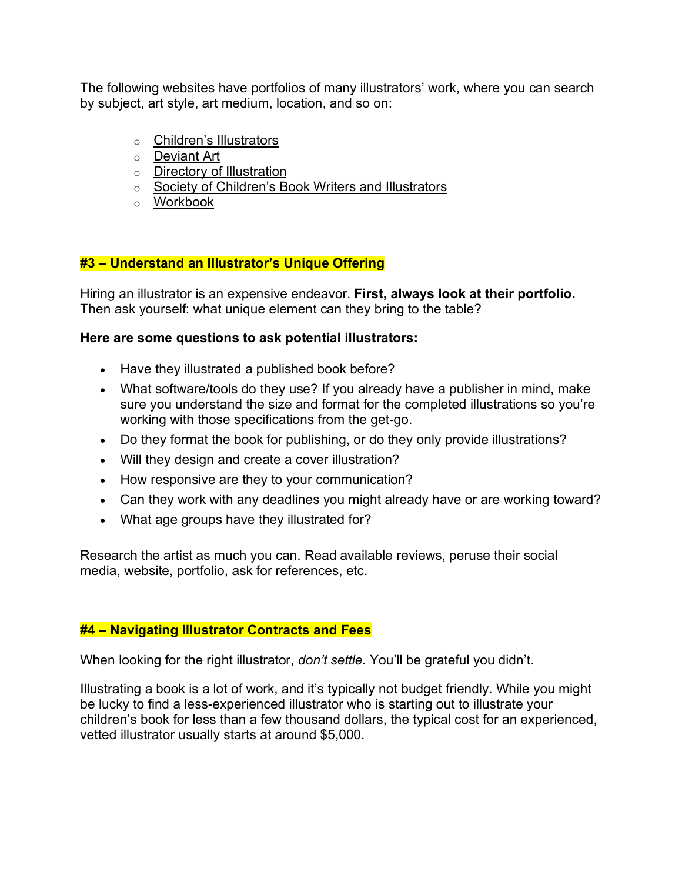The following websites have portfolios of many illustrators' work, where you can search by subject, art style, art medium, location, and so on:

- Children's Illustrators
- Deviant Art
- Directory of Illustration
- Society of Children's Book Writers and Illustrators
- Workbook

## #3 – Understand an Illustrator's Unique Offering

Hiring an illustrator is an expensive endeavor. **First, always look at their portfolio.** Then ask yourself: what unique element can they bring to the table?

**Here are some questions to ask potential illustrators:**

- Have they illustrated a published book before?
- What software/tools do they use? If you already have a publisher in mind, make sure you understand the size and format for the completed illustrations so you're working with those specifications from the get-go.
- Do they format the book for publishing, or do they only provide illustrations?
- Will they design and create a cover illustration?
- How responsive are they to your communication?
- Can they work with any deadlines you might already have or are working toward?
- What age groups have they illustrated for?

Research the artist as much you can. Read available reviews, peruse their social media, website, portfolio, ask for references, etc.

## #4 – Navigating Illustrator Contracts and Fees

When looking for the right illustrator, *don't settle.* You'll be grateful you didn't.

Illustrating a book is a lot of work, and it's typically not budget friendly. While you might be lucky to find a less-experienced illustrator who is starting out to illustrate your children's book for less than a few thousand dollars, the typical cost for an experienced, vetted illustrator usually starts at around $5,000.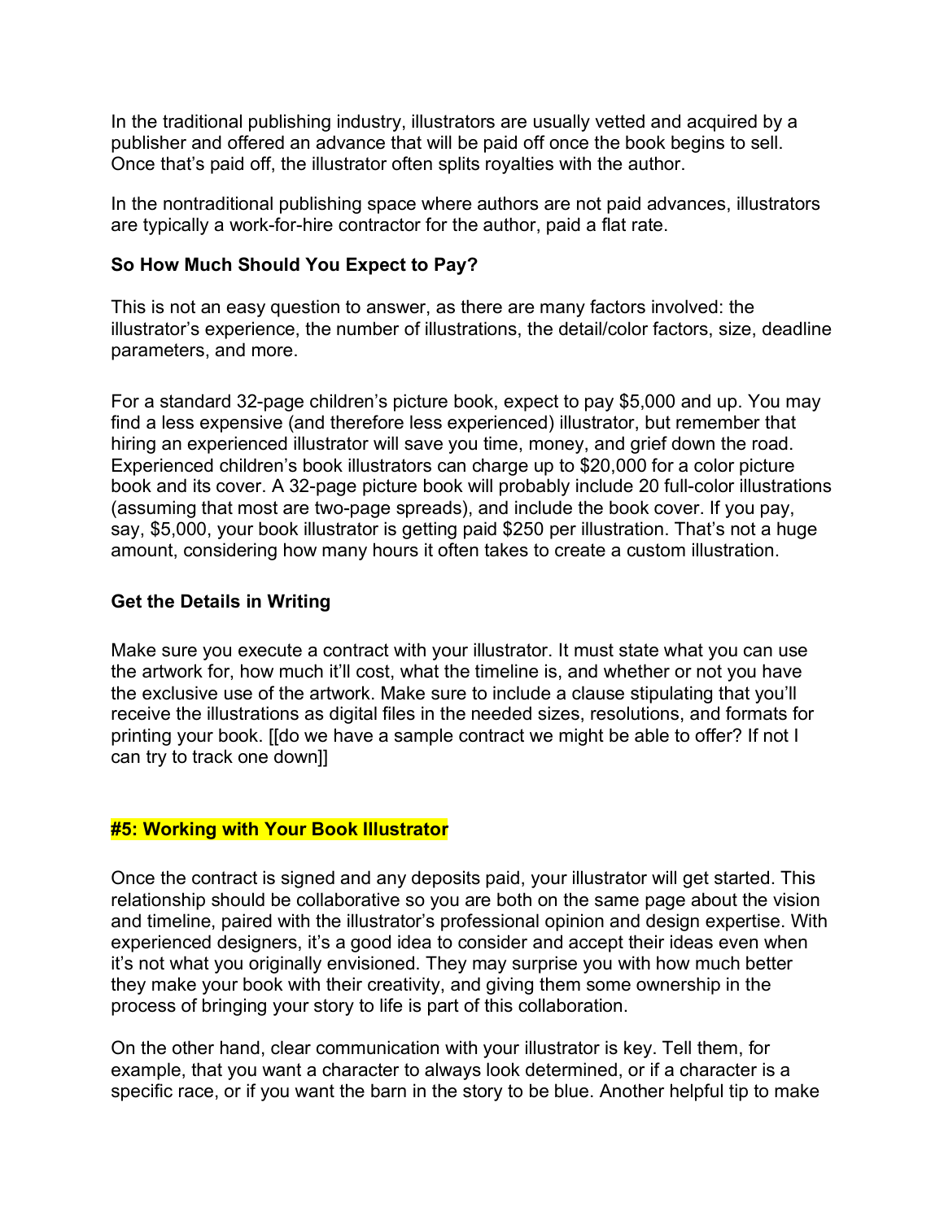In the traditional publishing industry, illustrators are usually vetted and acquired by a publisher and offered an advance that will be paid off once the book begins to sell. Once that's paid off, the illustrator often splits royalties with the author.

In the nontraditional publishing space where authors are not paid advances, illustrators are typically a work-for-hire contractor for the author, paid a flat rate.

**So How Much Should You Expect to Pay?**

This is not an easy question to answer, as there are many factors involved: the illustrator's experience, the number of illustrations, the detail/color factors, size, deadline parameters, and more.

For a standard 32-page children's picture book, expect to pay $5,000 and up. You may find a less expensive (and therefore less experienced) illustrator, but remember that hiring an experienced illustrator will save you time, money, and grief down the road. Experienced children's book illustrators can charge up to $20,000 for a color picture book and its cover. A 32-page picture book will probably include 20 full-color illustrations (assuming that most are two-page spreads), and include the book cover. If you pay, say, $5,000, your book illustrator is getting paid $250 per illustration. That's not a huge amount, considering how many hours it often takes to create a custom illustration.

**Get the Details in Writing**

Make sure you execute a contract with your illustrator. It must state what you can use the artwork for, how much it'll cost, what the timeline is, and whether or not you have the exclusive use of the artwork. Make sure to include a clause stipulating that you'll receive the illustrations as digital files in the needed sizes, resolutions, and formats for printing your book. [[do we have a sample contract we might be able to offer? If not I can try to track one down]]

**#5: Working with Your Book Illustrator**

Once the contract is signed and any deposits paid, your illustrator will get started. This relationship should be collaborative so you are both on the same page about the vision and timeline, paired with the illustrator's professional opinion and design expertise. With experienced designers, it's a good idea to consider and accept their ideas even when it's not what you originally envisioned. They may surprise you with how much better they make your book with their creativity, and giving them some ownership in the process of bringing your story to life is part of this collaboration.

On the other hand, clear communication with your illustrator is key. Tell them, for example, that you want a character to always look determined, or if a character is a specific race, or if you want the barn in the story to be blue. Another helpful tip to make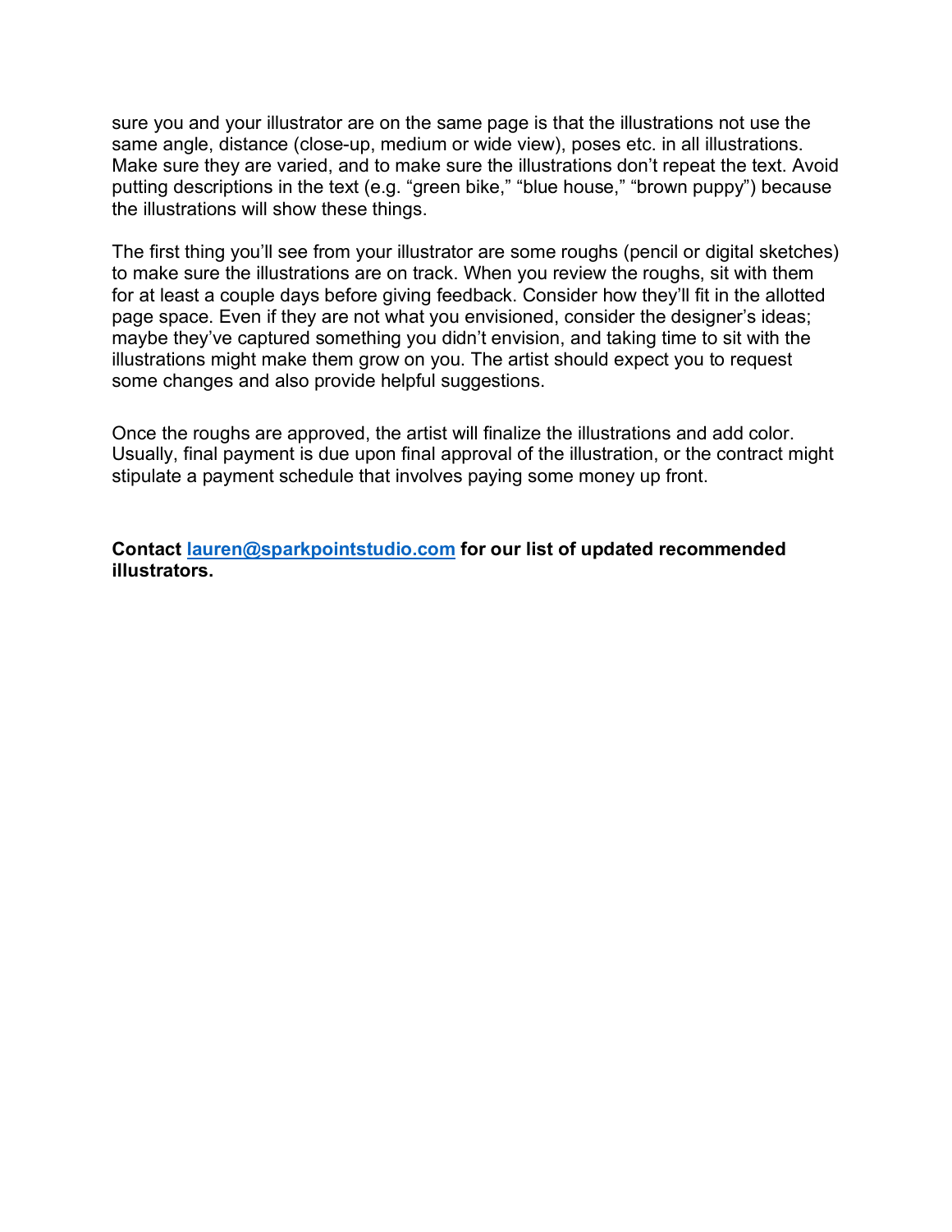sure you and your illustrator are on the same page is that the illustrations not use the same angle, distance (close-up, medium or wide view), poses etc. in all illustrations. Make sure they are varied, and to make sure the illustrations don't repeat the text. Avoid putting descriptions in the text (e.g. "green bike," "blue house," "brown puppy") because the illustrations will show these things.

The first thing you'll see from your illustrator are some roughs (pencil or digital sketches) to make sure the illustrations are on track. When you review the roughs, sit with them for at least a couple days before giving feedback. Consider how they'll fit in the allotted page space. Even if they are not what you envisioned, consider the designer's ideas; maybe they've captured something you didn't envision, and taking time to sit with the illustrations might make them grow on you. The artist should expect you to request some changes and also provide helpful suggestions.

Once the roughs are approved, the artist will finalize the illustrations and add color. Usually, final payment is due upon final approval of the illustration, or the contract might stipulate a payment schedule that involves paying some money up front.

**Contact [lauren@sparkpointstudio.com](mailto:lauren@sparkpointstudio.com) for our list of updated recommended illustrators.**